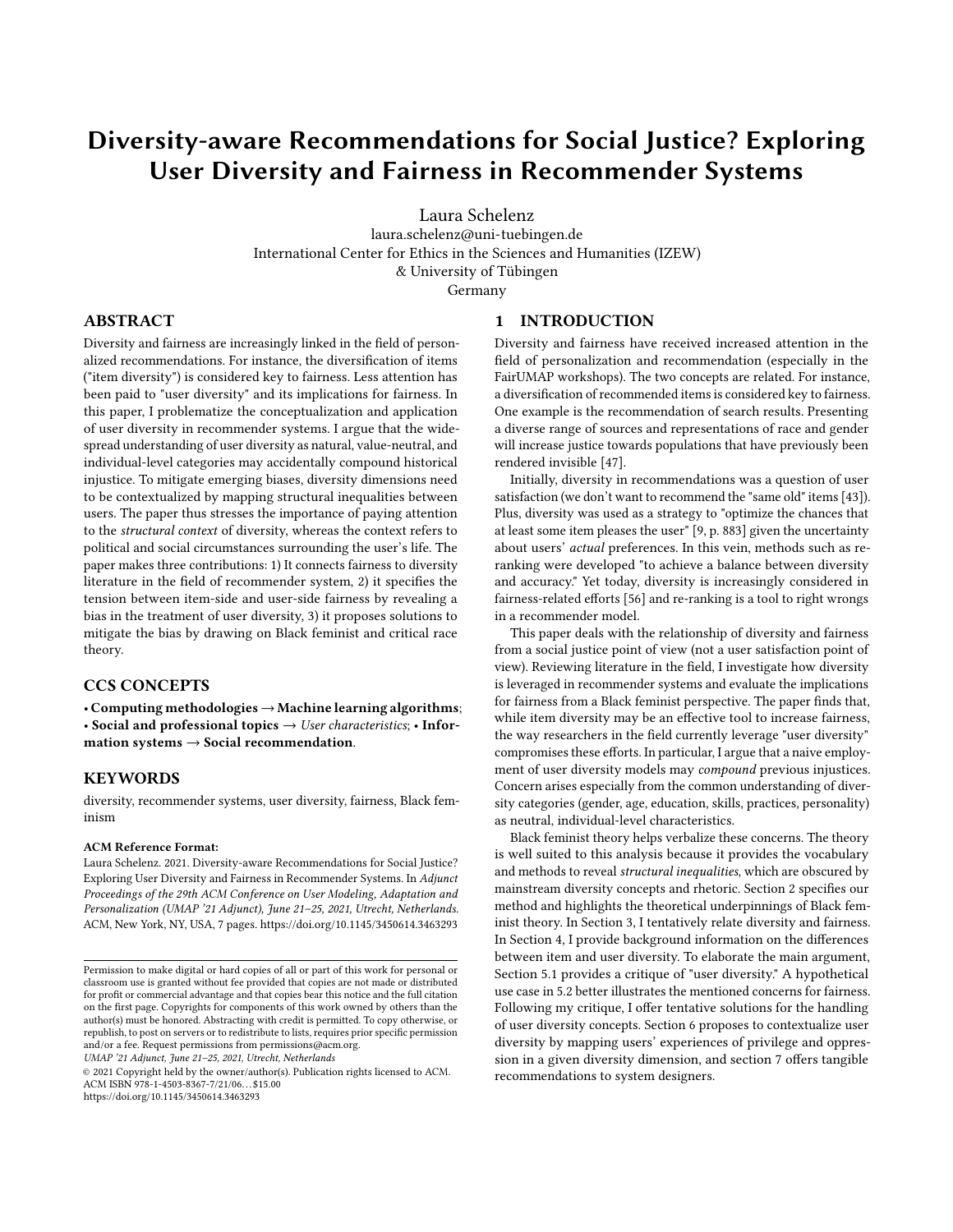# Diversity-aware Recommendations for Social Justice? Exploring User Diversity and Fairness in Recommender Systems

Laura Schelenz
laura.schelenz@uni-tuebingen.de
International Center for Ethics in the Sciences and Humanities (IZEW)
& University of Tübingen
Germany

## ABSTRACT

Diversity and fairness are increasingly linked in the field of personalized recommendations. For instance, the diversification of items ("item diversity") is considered key to fairness. Less attention has been paid to "user diversity" and its implications for fairness. In this paper, I problematize the conceptualization and application of user diversity in recommender systems. I argue that the widespread understanding of user diversity as natural, value-neutral, and individual-level categories may accidentally compound historical injustice. To mitigate emerging biases, diversity dimensions need to be contextualized by mapping structural inequalities between users. The paper thus stresses the importance of paying attention to the *structural context* of diversity, whereas the context refers to political and social circumstances surrounding the user's life. The paper makes three contributions: 1) It connects fairness to diversity literature in the field of recommender system, 2) it specifies the tension between item-side and user-side fairness by revealing a bias in the treatment of user diversity, 3) it proposes solutions to mitigate the bias by drawing on Black feminist and critical race theory.

## CCS CONCEPTS

• **Computing methodologies** → **Machine learning algorithms**; • **Social and professional topics** → *User characteristics*; • **Information systems** → **Social recommendation**.

## KEYWORDS

diversity, recommender systems, user diversity, fairness, Black feminism

**ACM Reference Format:**
Laura Schelenz. 2021. Diversity-aware Recommendations for Social Justice? Exploring User Diversity and Fairness in Recommender Systems. In *Adjunct Proceedings of the 29th ACM Conference on User Modeling, Adaptation and Personalization (UMAP '21 Adjunct), June 21–25, 2021, Utrecht, Netherlands.* ACM, New York, NY, USA, 7 pages. https://doi.org/10.1145/3450614.3463293

Permission to make digital or hard copies of all or part of this work for personal or classroom use is granted without fee provided that copies are not made or distributed for profit or commercial advantage and that copies bear this notice and the full citation on the first page. Copyrights for components of this work owned by others than the author(s) must be honored. Abstracting with credit is permitted. To copy otherwise, or republish, to post on servers or to redistribute to lists, requires prior specific permission and/or a fee. Request permissions from permissions@acm.org.
*UMAP '21 Adjunct, June 21–25, 2021, Utrecht, Netherlands*
© 2021 Copyright held by the owner/author(s). Publication rights licensed to ACM.
ACM ISBN 978-1-4503-8367-7/21/06…$15.00
https://doi.org/10.1145/3450614.3463293

## 1 INTRODUCTION

Diversity and fairness have received increased attention in the field of personalization and recommendation (especially in the FairUMAP workshops). The two concepts are related. For instance, a diversification of recommended items is considered key to fairness. One example is the recommendation of search results. Presenting a diverse range of sources and representations of race and gender will increase justice towards populations that have previously been rendered invisible [47].

Initially, diversity in recommendations was a question of user satisfaction (we don't want to recommend the "same old" items [43]). Plus, diversity was used as a strategy to "optimize the chances that at least some item pleases the user" [9, p. 883] given the uncertainty about users' *actual* preferences. In this vein, methods such as re-ranking were developed "to achieve a balance between diversity and accuracy." Yet today, diversity is increasingly considered in fairness-related efforts [56] and re-ranking is a tool to right wrongs in a recommender model.

This paper deals with the relationship of diversity and fairness from a social justice point of view (not a user satisfaction point of view). Reviewing literature in the field, I investigate how diversity is leveraged in recommender systems and evaluate the implications for fairness from a Black feminist perspective. The paper finds that, while item diversity may be an effective tool to increase fairness, the way researchers in the field currently leverage "user diversity" compromises these efforts. In particular, I argue that a naive employment of user diversity models may *compound* previous injustices. Concern arises especially from the common understanding of diversity categories (gender, age, education, skills, practices, personality) as neutral, individual-level characteristics.

Black feminist theory helps verbalize these concerns. The theory is well suited to this analysis because it provides the vocabulary and methods to reveal *structural inequalities*, which are obscured by mainstream diversity concepts and rhetoric. Section 2 specifies our method and highlights the theoretical underpinnings of Black feminist theory. In Section 3, I tentatively relate diversity and fairness. In Section 4, I provide background information on the differences between item and user diversity. To elaborate the main argument, Section 5.1 provides a critique of "user diversity." A hypothetical use case in 5.2 better illustrates the mentioned concerns for fairness. Following my critique, I offer tentative solutions for the handling of user diversity concepts. Section 6 proposes to contextualize user diversity by mapping users' experiences of privilege and oppression in a given diversity dimension, and section 7 offers tangible recommendations to system designers.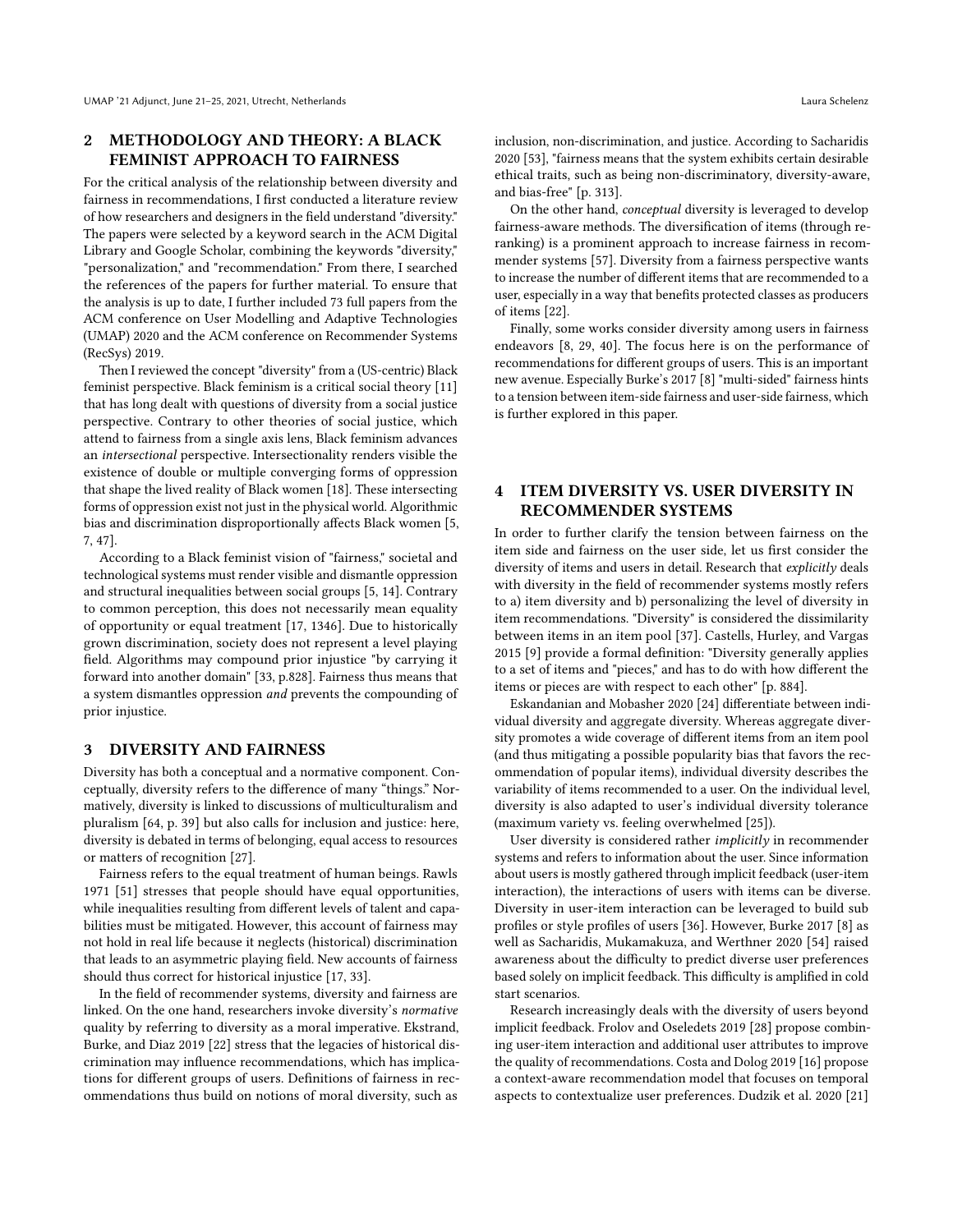## 2 METHODOLOGY AND THEORY: A BLACK FEMINIST APPROACH TO FAIRNESS

For the critical analysis of the relationship between diversity and fairness in recommendations, I first conducted a literature review of how researchers and designers in the field understand "diversity." The papers were selected by a keyword search in the ACM Digital Library and Google Scholar, combining the keywords "diversity," "personalization," and "recommendation." From there, I searched the references of the papers for further material. To ensure that the analysis is up to date, I further included 73 full papers from the ACM conference on User Modelling and Adaptive Technologies (UMAP) 2020 and the ACM conference on Recommender Systems (RecSys) 2019.

Then I reviewed the concept "diversity" from a (US-centric) Black feminist perspective. Black feminism is a critical social theory [11] that has long dealt with questions of diversity from a social justice perspective. Contrary to other theories of social justice, which attend to fairness from a single axis lens, Black feminism advances an *intersectional* perspective. Intersectionality renders visible the existence of double or multiple converging forms of oppression that shape the lived reality of Black women [18]. These intersecting forms of oppression exist not just in the physical world. Algorithmic bias and discrimination disproportionally affects Black women [5, 7, 47].

According to a Black feminist vision of "fairness," societal and technological systems must render visible and dismantle oppression and structural inequalities between social groups [5, 14]. Contrary to common perception, this does not necessarily mean equality of opportunity or equal treatment [17, 1346]. Due to historically grown discrimination, society does not represent a level playing field. Algorithms may compound prior injustice "by carrying it forward into another domain" [33, p.828]. Fairness thus means that a system dismantles oppression *and* prevents the compounding of prior injustice.

## 3 DIVERSITY AND FAIRNESS

Diversity has both a conceptual and a normative component. Conceptually, diversity refers to the difference of many "things." Normatively, diversity is linked to discussions of multiculturalism and pluralism [64, p. 39] but also calls for inclusion and justice: here, diversity is debated in terms of belonging, equal access to resources or matters of recognition [27].

Fairness refers to the equal treatment of human beings. Rawls 1971 [51] stresses that people should have equal opportunities, while inequalities resulting from different levels of talent and capabilities must be mitigated. However, this account of fairness may not hold in real life because it neglects (historical) discrimination that leads to an asymmetric playing field. New accounts of fairness should thus correct for historical injustice [17, 33].

In the field of recommender systems, diversity and fairness are linked. On the one hand, researchers invoke diversity's *normative* quality by referring to diversity as a moral imperative. Ekstrand, Burke, and Diaz 2019 [22] stress that the legacies of historical discrimination may influence recommendations, which has implications for different groups of users. Definitions of fairness in recommendations thus build on notions of moral diversity, such as inclusion, non-discrimination, and justice. According to Sacharidis 2020 [53], "fairness means that the system exhibits certain desirable ethical traits, such as being non-discriminatory, diversity-aware, and bias-free" [p. 313].

On the other hand, *conceptual* diversity is leveraged to develop fairness-aware methods. The diversification of items (through re-ranking) is a prominent approach to increase fairness in recommender systems [57]. Diversity from a fairness perspective wants to increase the number of different items that are recommended to a user, especially in a way that benefits protected classes as producers of items [22].

Finally, some works consider diversity among users in fairness endeavors [8, 29, 40]. The focus here is on the performance of recommendations for different groups of users. This is an important new avenue. Especially Burke's 2017 [8] "multi-sided" fairness hints to a tension between item-side fairness and user-side fairness, which is further explored in this paper.

## 4 ITEM DIVERSITY VS. USER DIVERSITY IN RECOMMENDER SYSTEMS

In order to further clarify the tension between fairness on the item side and fairness on the user side, let us first consider the diversity of items and users in detail. Research that *explicitly* deals with diversity in the field of recommender systems mostly refers to a) item diversity and b) personalizing the level of diversity in item recommendations. "Diversity" is considered the dissimilarity between items in an item pool [37]. Castells, Hurley, and Vargas 2015 [9] provide a formal definition: "Diversity generally applies to a set of items and "pieces," and has to do with how different the items or pieces are with respect to each other" [p. 884].

Eskandanian and Mobasher 2020 [24] differentiate between individual diversity and aggregate diversity. Whereas aggregate diversity promotes a wide coverage of different items from an item pool (and thus mitigating a possible popularity bias that favors the recommendation of popular items), individual diversity describes the variability of items recommended to a user. On the individual level, diversity is also adapted to user's individual diversity tolerance (maximum variety vs. feeling overwhelmed [25]).

User diversity is considered rather *implicitly* in recommender systems and refers to information about the user. Since information about users is mostly gathered through implicit feedback (user-item interaction), the interactions of users with items can be diverse. Diversity in user-item interaction can be leveraged to build sub profiles or style profiles of users [36]. However, Burke 2017 [8] as well as Sacharidis, Mukamakuza, and Werthner 2020 [54] raised awareness about the difficulty to predict diverse user preferences based solely on implicit feedback. This difficulty is amplified in cold start scenarios.

Research increasingly deals with the diversity of users beyond implicit feedback. Frolov and Oseledets 2019 [28] propose combining user-item interaction and additional user attributes to improve the quality of recommendations. Costa and Dolog 2019 [16] propose a context-aware recommendation model that focuses on temporal aspects to contextualize user preferences. Dudzik et al. 2020 [21]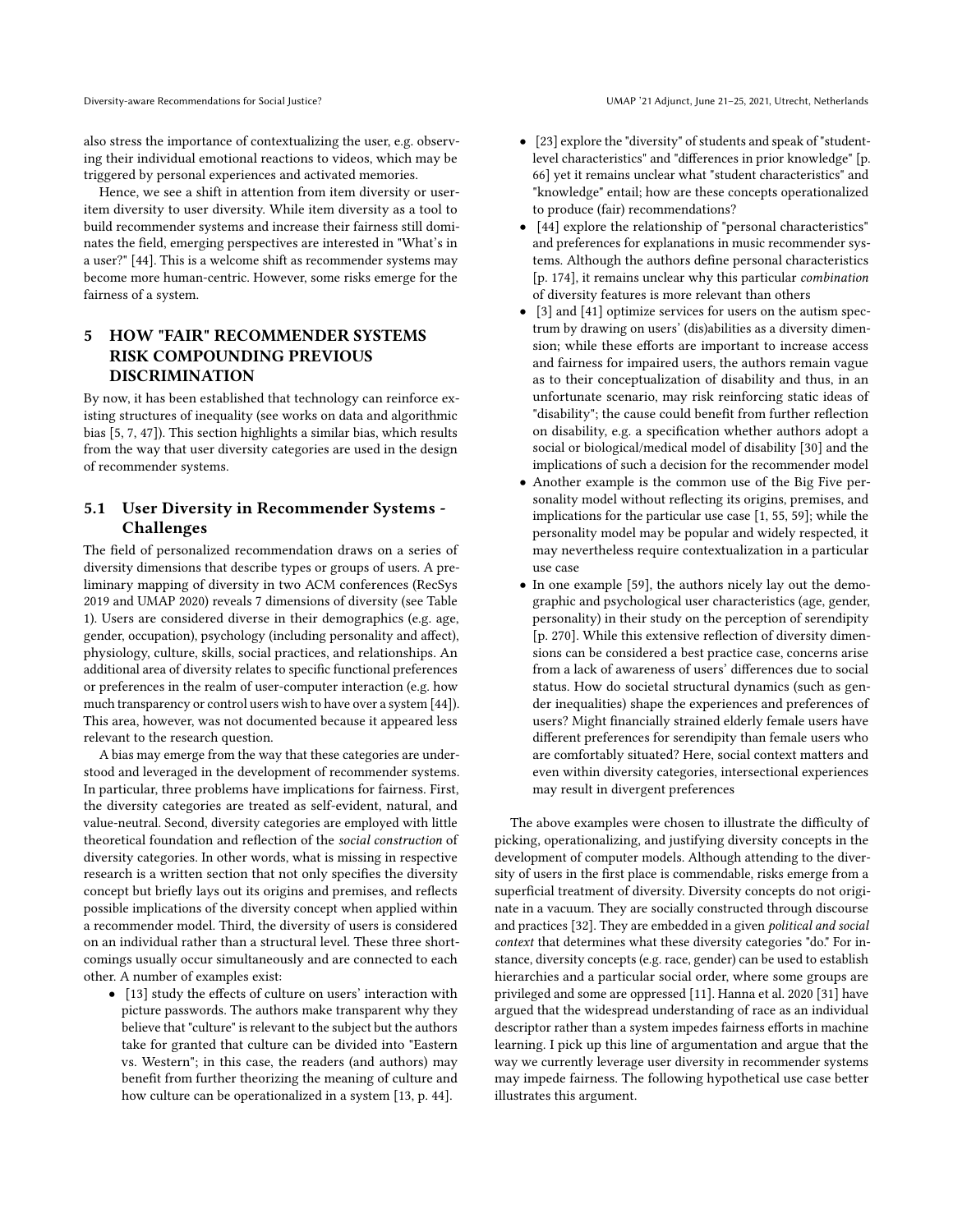also stress the importance of contextualizing the user, e.g. observing their individual emotional reactions to videos, which may be triggered by personal experiences and activated memories.

Hence, we see a shift in attention from item diversity or user-item diversity to user diversity. While item diversity as a tool to build recommender systems and increase their fairness still dominates the field, emerging perspectives are interested in "What's in a user?" [44]. This is a welcome shift as recommender systems may become more human-centric. However, some risks emerge for the fairness of a system.

## 5 HOW "FAIR" RECOMMENDER SYSTEMS RISK COMPOUNDING PREVIOUS DISCRIMINATION

By now, it has been established that technology can reinforce existing structures of inequality (see works on data and algorithmic bias [5, 7, 47]). This section highlights a similar bias, which results from the way that user diversity categories are used in the design of recommender systems.

### 5.1 User Diversity in Recommender Systems - Challenges

The field of personalized recommendation draws on a series of diversity dimensions that describe types or groups of users. A preliminary mapping of diversity in two ACM conferences (RecSys 2019 and UMAP 2020) reveals 7 dimensions of diversity (see Table 1). Users are considered diverse in their demographics (e.g. age, gender, occupation), psychology (including personality and affect), physiology, culture, skills, social practices, and relationships. An additional area of diversity relates to specific functional preferences or preferences in the realm of user-computer interaction (e.g. how much transparency or control users wish to have over a system [44]). This area, however, was not documented because it appeared less relevant to the research question.

A bias may emerge from the way that these categories are understood and leveraged in the development of recommender systems. In particular, three problems have implications for fairness. First, the diversity categories are treated as self-evident, natural, and value-neutral. Second, diversity categories are employed with little theoretical foundation and reflection of the *social construction* of diversity categories. In other words, what is missing in respective research is a written section that not only specifies the diversity concept but briefly lays out its origins and premises, and reflects possible implications of the diversity concept when applied within a recommender model. Third, the diversity of users is considered on an individual rather than a structural level. These three shortcomings usually occur simultaneously and are connected to each other. A number of examples exist:

- [13] study the effects of culture on users' interaction with picture passwords. The authors make transparent why they believe that "culture" is relevant to the subject but the authors take for granted that culture can be divided into "Eastern vs. Western"; in this case, the readers (and authors) may benefit from further theorizing the meaning of culture and how culture can be operationalized in a system [13, p. 44].
- [23] explore the "diversity" of students and speak of "student-level characteristics" and "differences in prior knowledge" [p. 66] yet it remains unclear what "student characteristics" and "knowledge" entail; how are these concepts operationalized to produce (fair) recommendations?
- [44] explore the relationship of "personal characteristics" and preferences for explanations in music recommender systems. Although the authors define personal characteristics [p. 174], it remains unclear why this particular *combination* of diversity features is more relevant than others
- [3] and [41] optimize services for users on the autism spectrum by drawing on users' (dis)abilities as a diversity dimension; while these efforts are important to increase access and fairness for impaired users, the authors remain vague as to their conceptualization of disability and thus, in an unfortunate scenario, may risk reinforcing static ideas of "disability"; the cause could benefit from further reflection on disability, e.g. a specification whether authors adopt a social or biological/medical model of disability [30] and the implications of such a decision for the recommender model
- Another example is the common use of the Big Five personality model without reflecting its origins, premises, and implications for the particular use case [1, 55, 59]; while the personality model may be popular and widely respected, it may nevertheless require contextualization in a particular use case
- In one example [59], the authors nicely lay out the demographic and psychological user characteristics (age, gender, personality) in their study on the perception of serendipity [p. 270]. While this extensive reflection of diversity dimensions can be considered a best practice case, concerns arise from a lack of awareness of users' differences due to social status. How do societal structural dynamics (such as gender inequalities) shape the experiences and preferences of users? Might financially strained elderly female users have different preferences for serendipity than female users who are comfortably situated? Here, social context matters and even within diversity categories, intersectional experiences may result in divergent preferences

The above examples were chosen to illustrate the difficulty of picking, operationalizing, and justifying diversity concepts in the development of computer models. Although attending to the diversity of users in the first place is commendable, risks emerge from a superficial treatment of diversity. Diversity concepts do not originate in a vacuum. They are socially constructed through discourse and practices [32]. They are embedded in a given *political and social context* that determines what these diversity categories "do." For instance, diversity concepts (e.g. race, gender) can be used to establish hierarchies and a particular social order, where some groups are privileged and some are oppressed [11]. Hanna et al. 2020 [31] have argued that the widespread understanding of race as an individual descriptor rather than a system impedes fairness efforts in machine learning. I pick up this line of argumentation and argue that the way we currently leverage user diversity in recommender systems may impede fairness. The following hypothetical use case better illustrates this argument.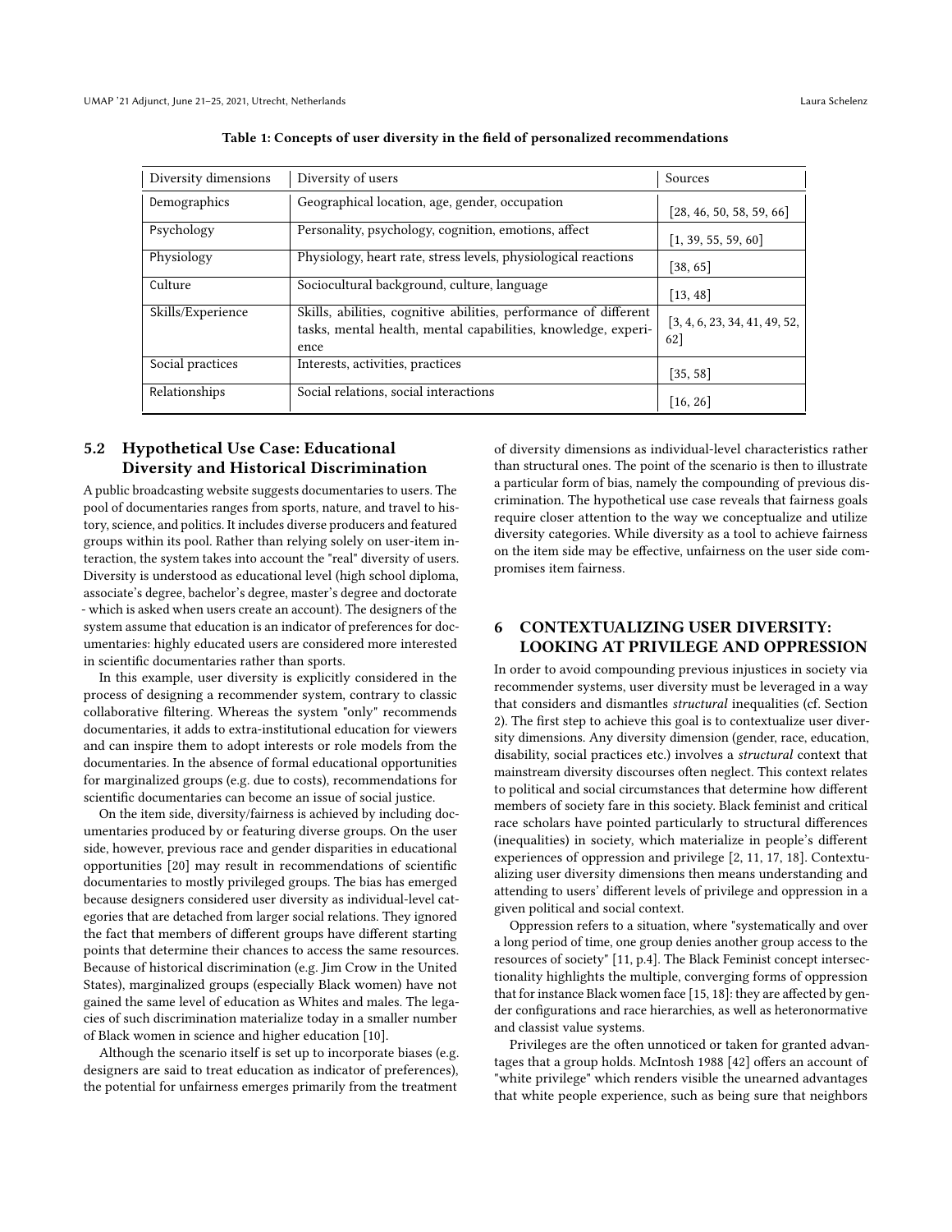**Table 1: Concepts of user diversity in the field of personalized recommendations**

| Diversity dimensions | Diversity of users | Sources |
|---|---|---|
| Demographics | Geographical location, age, gender, occupation | [28, 46, 50, 58, 59, 66] |
| Psychology | Personality, psychology, cognition, emotions, affect | [1, 39, 55, 59, 60] |
| Physiology | Physiology, heart rate, stress levels, physiological reactions | [38, 65] |
| Culture | Sociocultural background, culture, language | [13, 48] |
| Skills/Experience | Skills, abilities, cognitive abilities, performance of different tasks, mental health, mental capabilities, knowledge, experience | [3, 4, 6, 23, 34, 41, 49, 52, 62] |
| Social practices | Interests, activities, practices | [35, 58] |
| Relationships | Social relations, social interactions | [16, 26] |

### 5.2 Hypothetical Use Case: Educational Diversity and Historical Discrimination

A public broadcasting website suggests documentaries to users. The pool of documentaries ranges from sports, nature, and travel to history, science, and politics. It includes diverse producers and featured groups within its pool. Rather than relying solely on user-item interaction, the system takes into account the "real" diversity of users. Diversity is understood as educational level (high school diploma, associate's degree, bachelor's degree, master's degree and doctorate - which is asked when users create an account). The designers of the system assume that education is an indicator of preferences for documentaries: highly educated users are considered more interested in scientific documentaries rather than sports.

In this example, user diversity is explicitly considered in the process of designing a recommender system, contrary to classic collaborative filtering. Whereas the system "only" recommends documentaries, it adds to extra-institutional education for viewers and can inspire them to adopt interests or role models from the documentaries. In the absence of formal educational opportunities for marginalized groups (e.g. due to costs), recommendations for scientific documentaries can become an issue of social justice.

On the item side, diversity/fairness is achieved by including documentaries produced by or featuring diverse groups. On the user side, however, previous race and gender disparities in educational opportunities [20] may result in recommendations of scientific documentaries to mostly privileged groups. The bias has emerged because designers considered user diversity as individual-level categories that are detached from larger social relations. They ignored the fact that members of different groups have different starting points that determine their chances to access the same resources. Because of historical discrimination (e.g. Jim Crow in the United States), marginalized groups (especially Black women) have not gained the same level of education as Whites and males. The legacies of such discrimination materialize today in a smaller number of Black women in science and higher education [10].

Although the scenario itself is set up to incorporate biases (e.g. designers are said to treat education as indicator of preferences), the potential for unfairness emerges primarily from the treatment of diversity dimensions as individual-level characteristics rather than structural ones. The point of the scenario is then to illustrate a particular form of bias, namely the compounding of previous discrimination. The hypothetical use case reveals that fairness goals require closer attention to the way we conceptualize and utilize diversity categories. While diversity as a tool to achieve fairness on the item side may be effective, unfairness on the user side compromises item fairness.

## 6 CONTEXTUALIZING USER DIVERSITY: LOOKING AT PRIVILEGE AND OPPRESSION

In order to avoid compounding previous injustices in society via recommender systems, user diversity must be leveraged in a way that considers and dismantles *structural* inequalities (cf. Section 2). The first step to achieve this goal is to contextualize user diversity dimensions. Any diversity dimension (gender, race, education, disability, social practices etc.) involves a *structural* context that mainstream diversity discourses often neglect. This context relates to political and social circumstances that determine how different members of society fare in this society. Black feminist and critical race scholars have pointed particularly to structural differences (inequalities) in society, which materialize in people's different experiences of oppression and privilege [2, 11, 17, 18]. Contextualizing user diversity dimensions then means understanding and attending to users' different levels of privilege and oppression in a given political and social context.

Oppression refers to a situation, where "systematically and over a long period of time, one group denies another group access to the resources of society" [11, p.4]. The Black Feminist concept intersectionality highlights the multiple, converging forms of oppression that for instance Black women face [15, 18]: they are affected by gender configurations and race hierarchies, as well as heteronormative and classist value systems.

Privileges are the often unnoticed or taken for granted advantages that a group holds. McIntosh 1988 [42] offers an account of "white privilege" which renders visible the unearned advantages that white people experience, such as being sure that neighbors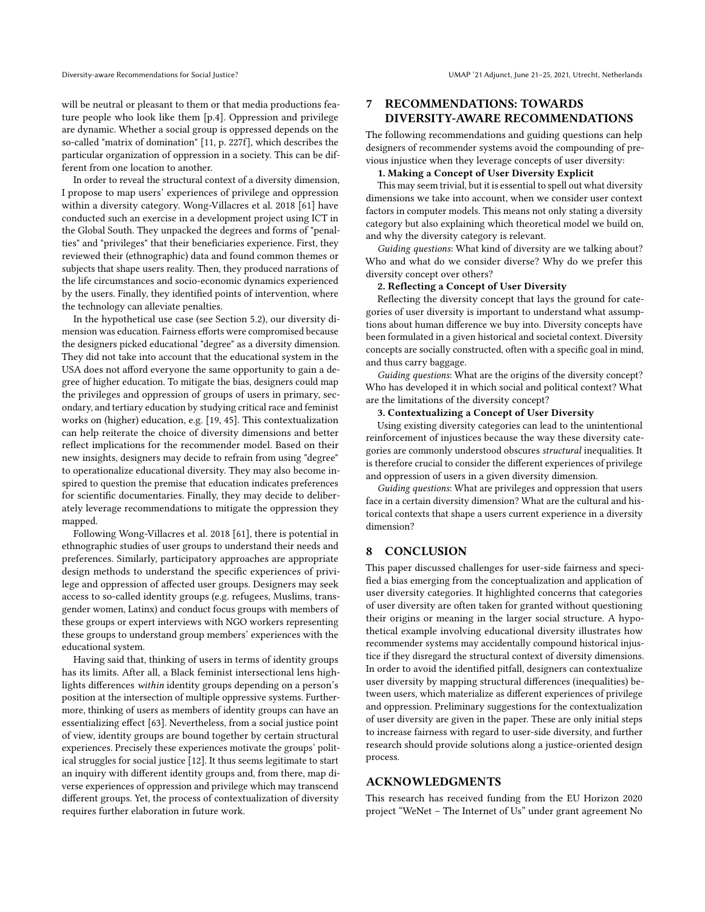will be neutral or pleasant to them or that media productions feature people who look like them [p.4]. Oppression and privilege are dynamic. Whether a social group is oppressed depends on the so-called "matrix of domination" [11, p. 227f], which describes the particular organization of oppression in a society. This can be different from one location to another.

In order to reveal the structural context of a diversity dimension, I propose to map users' experiences of privilege and oppression within a diversity category. Wong-Villacres et al. 2018 [61] have conducted such an exercise in a development project using ICT in the Global South. They unpacked the degrees and forms of "penalties" and "privileges" that their beneficiaries experience. First, they reviewed their (ethnographic) data and found common themes or subjects that shape users reality. Then, they produced narrations of the life circumstances and socio-economic dynamics experienced by the users. Finally, they identified points of intervention, where the technology can alleviate penalties.

In the hypothetical use case (see Section 5.2), our diversity dimension was education. Fairness efforts were compromised because the designers picked educational "degree" as a diversity dimension. They did not take into account that the educational system in the USA does not afford everyone the same opportunity to gain a degree of higher education. To mitigate the bias, designers could map the privileges and oppression of groups of users in primary, secondary, and tertiary education by studying critical race and feminist works on (higher) education, e.g. [19, 45]. This contextualization can help reiterate the choice of diversity dimensions and better reflect implications for the recommender model. Based on their new insights, designers may decide to refrain from using "degree" to operationalize educational diversity. They may also become inspired to question the premise that education indicates preferences for scientific documentaries. Finally, they may decide to deliberately leverage recommendations to mitigate the oppression they mapped.

Following Wong-Villacres et al. 2018 [61], there is potential in ethnographic studies of user groups to understand their needs and preferences. Similarly, participatory approaches are appropriate design methods to understand the specific experiences of privilege and oppression of affected user groups. Designers may seek access to so-called identity groups (e.g. refugees, Muslims, transgender women, Latinx) and conduct focus groups with members of these groups or expert interviews with NGO workers representing these groups to understand group members' experiences with the educational system.

Having said that, thinking of users in terms of identity groups has its limits. After all, a Black feminist intersectional lens highlights differences *within* identity groups depending on a person's position at the intersection of multiple oppressive systems. Furthermore, thinking of users as members of identity groups can have an essentializing effect [63]. Nevertheless, from a social justice point of view, identity groups are bound together by certain structural experiences. Precisely these experiences motivate the groups' political struggles for social justice [12]. It thus seems legitimate to start an inquiry with different identity groups and, from there, map diverse experiences of oppression and privilege which may transcend different groups. Yet, the process of contextualization of diversity requires further elaboration in future work.

# 7 RECOMMENDATIONS: TOWARDS DIVERSITY-AWARE RECOMMENDATIONS

The following recommendations and guiding questions can help designers of recommender systems avoid the compounding of previous injustice when they leverage concepts of user diversity:

**1. Making a Concept of User Diversity Explicit**

This may seem trivial, but it is essential to spell out what diversity dimensions we take into account, when we consider user context factors in computer models. This means not only stating a diversity category but also explaining which theoretical model we build on, and why the diversity category is relevant.

*Guiding questions*: What kind of diversity are we talking about? Who and what do we consider diverse? Why do we prefer this diversity concept over others?

**2. Reflecting a Concept of User Diversity**

Reflecting the diversity concept that lays the ground for categories of user diversity is important to understand what assumptions about human difference we buy into. Diversity concepts have been formulated in a given historical and societal context. Diversity concepts are socially constructed, often with a specific goal in mind, and thus carry baggage.

*Guiding questions*: What are the origins of the diversity concept? Who has developed it in which social and political context? What are the limitations of the diversity concept?

**3. Contextualizing a Concept of User Diversity**

Using existing diversity categories can lead to the unintentional reinforcement of injustices because the way these diversity categories are commonly understood obscures *structural* inequalities. It is therefore crucial to consider the different experiences of privilege and oppression of users in a given diversity dimension.

*Guiding questions*: What are privileges and oppression that users face in a certain diversity dimension? What are the cultural and historical contexts that shape a users current experience in a diversity dimension?

# 8 CONCLUSION

This paper discussed challenges for user-side fairness and specified a bias emerging from the conceptualization and application of user diversity categories. It highlighted concerns that categories of user diversity are often taken for granted without questioning their origins or meaning in the larger social structure. A hypothetical example involving educational diversity illustrates how recommender systems may accidentally compound historical injustice if they disregard the structural context of diversity dimensions. In order to avoid the identified pitfall, designers can contextualize user diversity by mapping structural differences (inequalities) between users, which materialize as different experiences of privilege and oppression. Preliminary suggestions for the contextualization of user diversity are given in the paper. These are only initial steps to increase fairness with regard to user-side diversity, and further research should provide solutions along a justice-oriented design process.

# ACKNOWLEDGMENTS

This research has received funding from the EU Horizon 2020 project "WeNet – The Internet of Us" under grant agreement No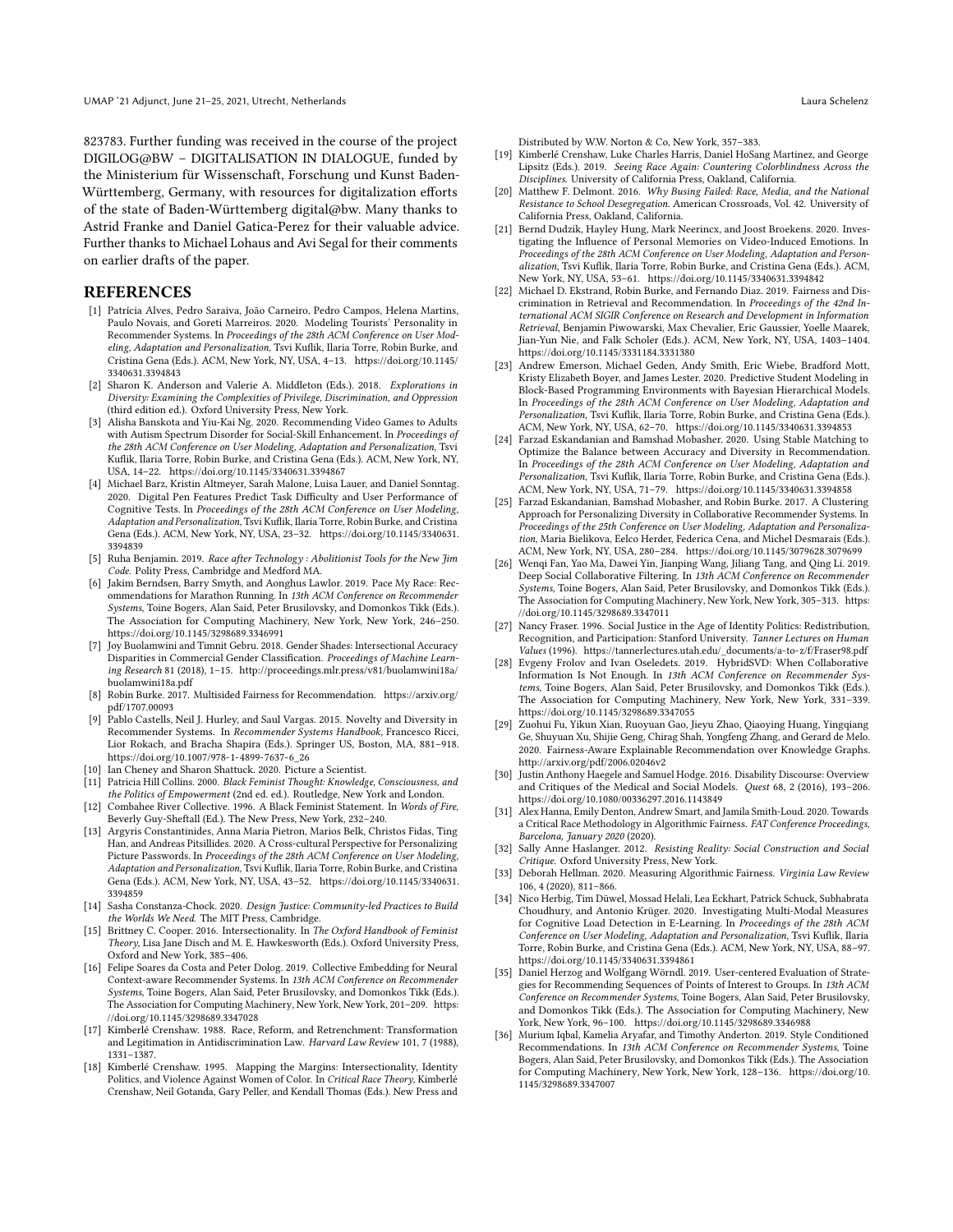823783. Further funding was received in the course of the project DIGILOG@BW – DIGITALISATION IN DIALOGUE, funded by the Ministerium für Wissenschaft, Forschung und Kunst Baden-Württemberg, Germany, with resources for digitalization efforts of the state of Baden-Württemberg digital@bw. Many thanks to Astrid Franke and Daniel Gatica-Perez for their valuable advice. Further thanks to Michael Lohaus and Avi Segal for their comments on earlier drafts of the paper.

## REFERENCES

- [1] Patrícia Alves, Pedro Saraiva, João Carneiro, Pedro Campos, Helena Martins, Paulo Novais, and Goreti Marreiros. 2020. Modeling Tourists' Personality in Recommender Systems. In *Proceedings of the 28th ACM Conference on User Modeling, Adaptation and Personalization*, Tsvi Kuflik, Ilaria Torre, Robin Burke, and Cristina Gena (Eds.). ACM, New York, NY, USA, 4–13. https://doi.org/10.1145/3340631.3394843
- [2] Sharon K. Anderson and Valerie A. Middleton (Eds.). 2018. *Explorations in Diversity: Examining the Complexities of Privilege, Discrimination, and Oppression* (third edition ed.). Oxford University Press, New York.
- [3] Alisha Banskota and Yiu-Kai Ng. 2020. Recommending Video Games to Adults with Autism Spectrum Disorder for Social-Skill Enhancement. In *Proceedings of the 28th ACM Conference on User Modeling, Adaptation and Personalization*, Tsvi Kuflik, Ilaria Torre, Robin Burke, and Cristina Gena (Eds.). ACM, New York, NY, USA, 14–22. https://doi.org/10.1145/3340631.3394867
- [4] Michael Barz, Kristin Altmeyer, Sarah Malone, Luisa Lauer, and Daniel Sonntag. 2020. Digital Pen Features Predict Task Difficulty and User Performance of Cognitive Tests. In *Proceedings of the 28th ACM Conference on User Modeling, Adaptation and Personalization*, Tsvi Kuflik, Ilaria Torre, Robin Burke, and Cristina Gena (Eds.). ACM, New York, NY, USA, 23–32. https://doi.org/10.1145/3340631.3394839
- [5] Ruha Benjamin. 2019. *Race after Technology : Abolitionist Tools for the New Jim Code*. Polity Press, Cambridge and Medford MA.
- [6] Jakim Berndsen, Barry Smyth, and Aonghus Lawlor. 2019. Pace My Race: Recommendations for Marathon Running. In *13th ACM Conference on Recommender Systems*, Toine Bogers, Alan Said, Peter Brusilovsky, and Domonkos Tikk (Eds.). The Association for Computing Machinery, New York, New York, 246–250. https://doi.org/10.1145/3298689.3346991
- [7] Joy Buolamwini and Timnit Gebru. 2018. Gender Shades: Intersectional Accuracy Disparities in Commercial Gender Classification. *Proceedings of Machine Learning Research* 81 (2018), 1–15. http://proceedings.mlr.press/v81/buolamwini18a/buolamwini18a.pdf
- [8] Robin Burke. 2017. Multisided Fairness for Recommendation. https://arxiv.org/pdf/1707.00093
- [9] Pablo Castells, Neil J. Hurley, and Saul Vargas. 2015. Novelty and Diversity in Recommender Systems. In *Recommender Systems Handbook*, Francesco Ricci, Lior Rokach, and Bracha Shapira (Eds.). Springer US, Boston, MA, 881–918. https://doi.org/10.1007/978-1-4899-7637-6_26
- [10] Ian Cheney and Sharon Shattuck. 2020. Picture a Scientist.
- [11] Patricia Hill Collins. 2000. *Black Feminist Thought: Knowledge, Consciousness, and the Politics of Empowerment* (2nd ed. ed.). Routledge, New York and London.
- [12] Combahee River Collective. 1996. A Black Feminist Statement. In *Words of Fire*, Beverly Guy-Sheftall (Ed.). The New Press, New York, 232–240.
- [13] Argyris Constantinides, Anna Maria Pietron, Marios Belk, Christos Fidas, Ting Han, and Andreas Pitsillides. 2020. A Cross-cultural Perspective for Personalizing Picture Passwords. In *Proceedings of the 28th ACM Conference on User Modeling, Adaptation and Personalization*, Tsvi Kuflik, Ilaria Torre, Robin Burke, and Cristina Gena (Eds.). ACM, New York, NY, USA, 43–52. https://doi.org/10.1145/3340631.3394859
- [14] Sasha Constanza-Chock. 2020. *Design Justice: Community-led Practices to Build the Worlds We Need*. The MIT Press, Cambridge.
- [15] Brittney C. Cooper. 2016. Intersectionality. In *The Oxford Handbook of Feminist Theory*, Lisa Jane Disch and M. E. Hawkesworth (Eds.). Oxford University Press, Oxford and New York, 385–406.
- [16] Felipe Soares da Costa and Peter Dolog. 2019. Collective Embedding for Neural Context-aware Recommender Systems. In *13th ACM Conference on Recommender Systems*, Toine Bogers, Alan Said, Peter Brusilovsky, and Domonkos Tikk (Eds.). The Association for Computing Machinery, New York, New York, 201–209. https://doi.org/10.1145/3298689.3347028
- [17] Kimberlé Crenshaw. 1988. Race, Reform, and Retrenchment: Transformation and Legitimation in Antidiscrimination Law. *Harvard Law Review* 101, 7 (1988), 1331–1387.
- [18] Kimberlé Crenshaw. 1995. Mapping the Margins: Intersectionality, Identity Politics, and Violence Against Women of Color. In *Critical Race Theory*, Kimberlé Crenshaw, Neil Gotanda, Gary Peller, and Kendall Thomas (Eds.). New Press and Distributed by W.W. Norton & Co, New York, 357–383.
- [19] Kimberlé Crenshaw, Luke Charles Harris, Daniel HoSang Martinez, and George Lipsitz (Eds.). 2019. *Seeing Race Again: Countering Colorblindness Across the Disciplines*. University of California Press, Oakland, California.
- [20] Matthew F. Delmont. 2016. *Why Busing Failed: Race, Media, and the National Resistance to School Desegregation*. American Crossroads, Vol. 42. University of California Press, Oakland, California.
- [21] Bernd Dudzik, Hayley Hung, Mark Neerincx, and Joost Broekens. 2020. Investigating the Influence of Personal Memories on Video-Induced Emotions. In *Proceedings of the 28th ACM Conference on User Modeling, Adaptation and Personalization*, Tsvi Kuflik, Ilaria Torre, Robin Burke, and Cristina Gena (Eds.). ACM, New York, NY, USA, 53–61. https://doi.org/10.1145/3340631.3394842
- [22] Michael D. Ekstrand, Robin Burke, and Fernando Diaz. 2019. Fairness and Discrimination in Retrieval and Recommendation. In *Proceedings of the 42nd International ACM SIGIR Conference on Research and Development in Information Retrieval*, Benjamin Piwowarski, Max Chevalier, Eric Gaussier, Yoelle Maarek, Jian-Yun Nie, and Falk Scholer (Eds.). ACM, New York, NY, USA, 1403–1404. https://doi.org/10.1145/3331184.3331380
- [23] Andrew Emerson, Michael Geden, Andy Smith, Eric Wiebe, Bradford Mott, Kristy Elizabeth Boyer, and James Lester. 2020. Predictive Student Modeling in Block-Based Programming Environments with Bayesian Hierarchical Models. In *Proceedings of the 28th ACM Conference on User Modeling, Adaptation and Personalization*, Tsvi Kuflik, Ilaria Torre, Robin Burke, and Cristina Gena (Eds.). ACM, New York, NY, USA, 62–70. https://doi.org/10.1145/3340631.3394853
- [24] Farzad Eskandanian and Bamshad Mobasher. 2020. Using Stable Matching to Optimize the Balance between Accuracy and Diversity in Recommendation. In *Proceedings of the 28th ACM Conference on User Modeling, Adaptation and Personalization*, Tsvi Kuflik, Ilaria Torre, Robin Burke, and Cristina Gena (Eds.). ACM, New York, NY, USA, 71–79. https://doi.org/10.1145/3340631.3394858
- [25] Farzad Eskandanian, Bamshad Mobasher, and Robin Burke. 2017. A Clustering Approach for Personalizing Diversity in Collaborative Recommender Systems. In *Proceedings of the 25th Conference on User Modeling, Adaptation and Personalization*, Maria Bielikova, Eelco Herder, Federica Cena, and Michel Desmarais (Eds.). ACM, New York, NY, USA, 280–284. https://doi.org/10.1145/3079628.3079699
- [26] Wenqi Fan, Yao Ma, Dawei Yin, Jianping Wang, Jiliang Tang, and Qing Li. 2019. Deep Social Collaborative Filtering. In *13th ACM Conference on Recommender Systems*, Toine Bogers, Alan Said, Peter Brusilovsky, and Domonkos Tikk (Eds.). The Association for Computing Machinery, New York, New York, 305–313. https://doi.org/10.1145/3298689.3347011
- [27] Nancy Fraser. 1996. Social Justice in the Age of Identity Politics: Redistribution, Recognition, and Participation: Stanford University. *Tanner Lectures on Human Values* (1996). https://tannerlectures.utah.edu/_documents/a-to-z/f/Fraser98.pdf
- [28] Evgeny Frolov and Ivan Oseledets. 2019. HybridSVD: When Collaborative Information Is Not Enough. In *13th ACM Conference on Recommender Systems*, Toine Bogers, Alan Said, Peter Brusilovsky, and Domonkos Tikk (Eds.). The Association for Computing Machinery, New York, New York, 331–339. https://doi.org/10.1145/3298689.3347055
- [29] Zuohui Fu, Yikun Xian, Ruoyuan Gao, Jieyu Zhao, Qiaoying Huang, Yingqiang Ge, Shuyuan Xu, Shijie Geng, Chirag Shah, Yongfeng Zhang, and Gerard de Melo. 2020. Fairness-Aware Explainable Recommendation over Knowledge Graphs. http://arxiv.org/pdf/2006.02046v2
- [30] Justin Anthony Haegele and Samuel Hodge. 2016. Disability Discourse: Overview and Critiques of the Medical and Social Models. *Quest* 68, 2 (2016), 193–206. https://doi.org/10.1080/00336297.2016.1143849
- [31] Alex Hanna, Emily Denton, Andrew Smart, and Jamila Smith-Loud. 2020. Towards a Critical Race Methodology in Algorithmic Fairness. *FAT Conference Proceedings, Barcelona, January 2020* (2020).
- [32] Sally Anne Haslanger. 2012. *Resisting Reality: Social Construction and Social Critique*. Oxford University Press, New York.
- [33] Deborah Hellman. 2020. Measuring Algorithmic Fairness. *Virginia Law Review* 106, 4 (2020), 811–866.
- [34] Nico Herbig, Tim Düwel, Mossad Helali, Lea Eckhart, Patrick Schuck, Subhabrata Choudhury, and Antonio Krüger. 2020. Investigating Multi-Modal Measures for Cognitive Load Detection in E-Learning. In *Proceedings of the 28th ACM Conference on User Modeling, Adaptation and Personalization*, Tsvi Kuflik, Ilaria Torre, Robin Burke, and Cristina Gena (Eds.). ACM, New York, NY, USA, 88–97. https://doi.org/10.1145/3340631.3394861
- [35] Daniel Herzog and Wolfgang Wörndl. 2019. User-centered Evaluation of Strategies for Recommending Sequences of Points of Interest to Groups. In *13th ACM Conference on Recommender Systems*, Toine Bogers, Alan Said, Peter Brusilovsky, and Domonkos Tikk (Eds.). The Association for Computing Machinery, New York, New York, 96–100. https://doi.org/10.1145/3298689.3346988
- [36] Murium Iqbal, Kamelia Aryafar, and Timothy Anderton. 2019. Style Conditioned Recommendations. In *13th ACM Conference on Recommender Systems*, Toine Bogers, Alan Said, Peter Brusilovsky, and Domonkos Tikk (Eds.). The Association for Computing Machinery, New York, New York, 128–136. https://doi.org/10.1145/3298689.3347007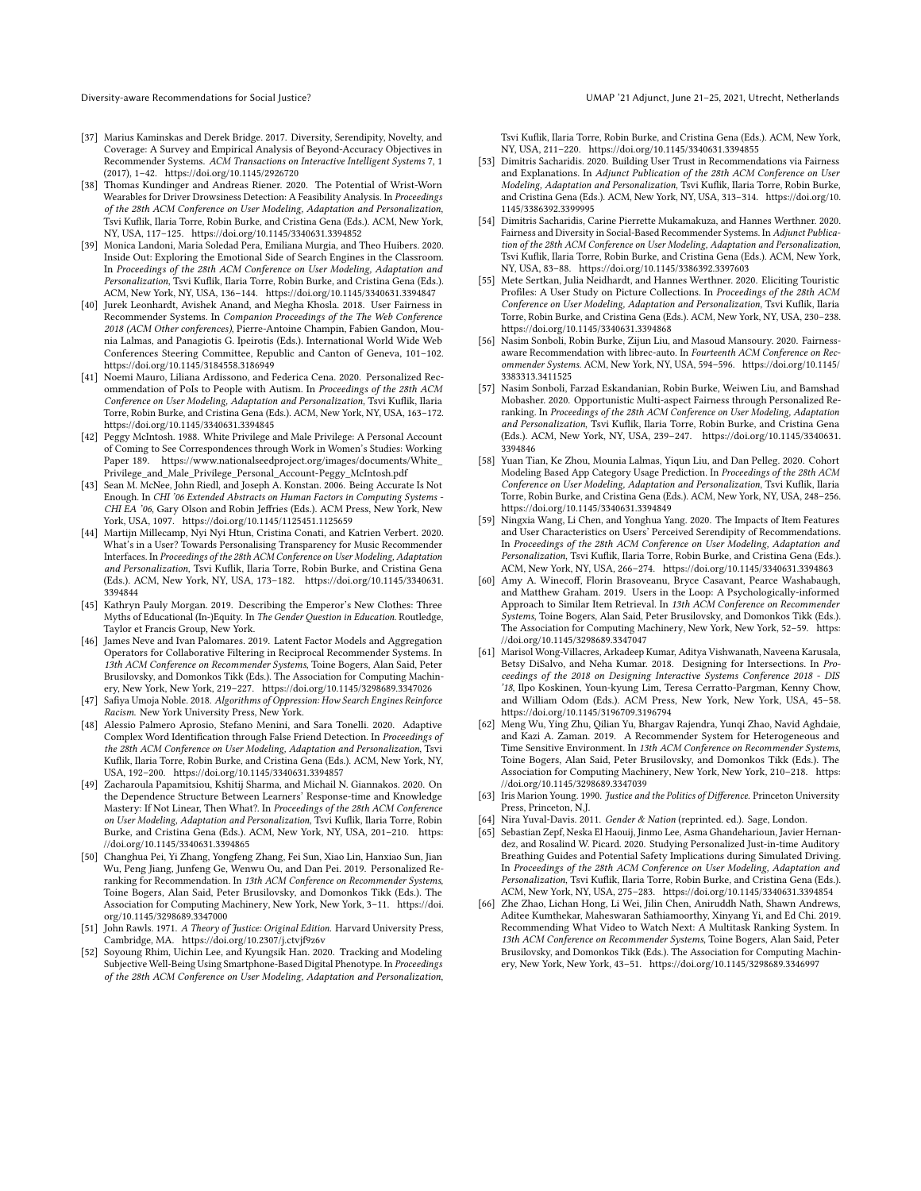[37] Marius Kaminskas and Derek Bridge. 2017. Diversity, Serendipity, Novelty, and Coverage: A Survey and Empirical Analysis of Beyond-Accuracy Objectives in Recommender Systems. *ACM Transactions on Interactive Intelligent Systems* 7, 1 (2017), 1–42. https://doi.org/10.1145/2926720

[38] Thomas Kundinger and Andreas Riener. 2020. The Potential of Wrist-Worn Wearables for Driver Drowsiness Detection: A Feasibility Analysis. In *Proceedings of the 28th ACM Conference on User Modeling, Adaptation and Personalization*, Tsvi Kuflik, Ilaria Torre, Robin Burke, and Cristina Gena (Eds.). ACM, New York, NY, USA, 117–125. https://doi.org/10.1145/3340631.3394852

[39] Monica Landoni, Maria Soledad Pera, Emiliana Murgia, and Theo Huibers. 2020. Inside Out: Exploring the Emotional Side of Search Engines in the Classroom. In *Proceedings of the 28th ACM Conference on User Modeling, Adaptation and Personalization*, Tsvi Kuflik, Ilaria Torre, Robin Burke, and Cristina Gena (Eds.). ACM, New York, NY, USA, 136–144. https://doi.org/10.1145/3340631.3394847

[40] Jurek Leonhardt, Avishek Anand, and Megha Khosla. 2018. User Fairness in Recommender Systems. In *Companion Proceedings of the The Web Conference 2018 (ACM Other conferences)*, Pierre-Antoine Champin, Fabien Gandon, Mounia Lalmas, and Panagiotis G. Ipeirotis (Eds.). International World Wide Web Conferences Steering Committee, Republic and Canton of Geneva, 101–102. https://doi.org/10.1145/3184558.3186949

[41] Noemi Mauro, Liliana Ardissono, and Federica Cena. 2020. Personalized Recommendation of PoIs to People with Autism. In *Proceedings of the 28th ACM Conference on User Modeling, Adaptation and Personalization*, Tsvi Kuflik, Ilaria Torre, Robin Burke, and Cristina Gena (Eds.). ACM, New York, NY, USA, 163–172. https://doi.org/10.1145/3340631.3394845

[42] Peggy McIntosh. 1988. White Privilege and Male Privilege: A Personal Account of Coming to See Correspondences through Work in Women's Studies: Working Paper 189. https://www.nationalseedproject.org/images/documents/White_Privilege_and_Male_Privilege_Personal_Account-Peggy_McIntosh.pdf

[43] Sean M. McNee, John Riedl, and Joseph A. Konstan. 2006. Being Accurate Is Not Enough. In *CHI '06 Extended Abstracts on Human Factors in Computing Systems - CHI EA '06*, Gary Olson and Robin Jeffries (Eds.). ACM Press, New York, New York, USA, 1097. https://doi.org/10.1145/1125451.1125659

[44] Martijn Millecamp, Nyi Nyi Htun, Cristina Conati, and Katrien Verbert. 2020. What's in a User? Towards Personalising Transparency for Music Recommender Interfaces. In *Proceedings of the 28th ACM Conference on User Modeling, Adaptation and Personalization*, Tsvi Kuflik, Ilaria Torre, Robin Burke, and Cristina Gena (Eds.). ACM, New York, NY, USA, 173–182. https://doi.org/10.1145/3340631.3394844

[45] Kathryn Pauly Morgan. 2019. Describing the Emperor's New Clothes: Three Myths of Educational (In-)Equity. In *The Gender Question in Education*. Routledge, Taylor et Francis Group, New York.

[46] James Neve and Ivan Palomares. 2019. Latent Factor Models and Aggregation Operators for Collaborative Filtering in Reciprocal Recommender Systems. In *13th ACM Conference on Recommender Systems*, Toine Bogers, Alan Said, Peter Brusilovsky, and Domonkos Tikk (Eds.). The Association for Computing Machinery, New York, New York, 219–227. https://doi.org/10.1145/3298689.3347026

[47] Safiya Umoja Noble. 2018. *Algorithms of Oppression: How Search Engines Reinforce Racism*. New York University Press, New York.

[48] Alessio Palmero Aprosio, Stefano Menini, and Sara Tonelli. 2020. Adaptive Complex Word Identification through False Friend Detection. In *Proceedings of the 28th ACM Conference on User Modeling, Adaptation and Personalization*, Tsvi Kuflik, Ilaria Torre, Robin Burke, and Cristina Gena (Eds.). ACM, New York, NY, USA, 192–200. https://doi.org/10.1145/3340631.3394857

[49] Zacharoula Papamitsiou, Kshitij Sharma, and Michail N. Giannakos. 2020. On the Dependence Structure Between Learners' Response-time and Knowledge Mastery: If Not Linear, Then What?. In *Proceedings of the 28th ACM Conference on User Modeling, Adaptation and Personalization*, Tsvi Kuflik, Ilaria Torre, Robin Burke, and Cristina Gena (Eds.). ACM, New York, NY, USA, 201–210. https://doi.org/10.1145/3340631.3394865

[50] Changhua Pei, Yi Zhang, Yongfeng Zhang, Fei Sun, Xiao Lin, Hanxiao Sun, Jian Wu, Peng Jiang, Junfeng Ge, Wenwu Ou, and Dan Pei. 2019. Personalized Re-ranking for Recommendation. In *13th ACM Conference on Recommender Systems*, Toine Bogers, Alan Said, Peter Brusilovsky, and Domonkos Tikk (Eds.). The Association for Computing Machinery, New York, New York, 3–11. https://doi.org/10.1145/3298689.3347000

[51] John Rawls. 1971. *A Theory of Justice: Original Edition*. Harvard University Press, Cambridge, MA. https://doi.org/10.2307/j.ctvjf9z6v

[52] Soyoung Rhim, Uichin Lee, and Kyungsik Han. 2020. Tracking and Modeling Subjective Well-Being Using Smartphone-Based Digital Phenotype. In *Proceedings of the 28th ACM Conference on User Modeling, Adaptation and Personalization*, Tsvi Kuflik, Ilaria Torre, Robin Burke, and Cristina Gena (Eds.). ACM, New York, NY, USA, 211–220. https://doi.org/10.1145/3340631.3394855

[53] Dimitris Sacharidis. 2020. Building User Trust in Recommendations via Fairness and Explanations. In *Adjunct Publication of the 28th ACM Conference on User Modeling, Adaptation and Personalization*, Tsvi Kuflik, Ilaria Torre, Robin Burke, and Cristina Gena (Eds.). ACM, New York, NY, USA, 313–314. https://doi.org/10.1145/3386392.3399995

[54] Dimitris Sacharidis, Carine Pierrette Mukamakuza, and Hannes Werthner. 2020. Fairness and Diversity in Social-Based Recommender Systems. In *Adjunct Publication of the 28th ACM Conference on User Modeling, Adaptation and Personalization*, Tsvi Kuflik, Ilaria Torre, Robin Burke, and Cristina Gena (Eds.). ACM, New York, NY, USA, 83–88. https://doi.org/10.1145/3386392.3397603

[55] Mete Sertkan, Julia Neidhardt, and Hannes Werthner. 2020. Eliciting Touristic Profiles: A User Study on Picture Collections. In *Proceedings of the 28th ACM Conference on User Modeling, Adaptation and Personalization*, Tsvi Kuflik, Ilaria Torre, Robin Burke, and Cristina Gena (Eds.). ACM, New York, NY, USA, 230–238. https://doi.org/10.1145/3340631.3394868

[56] Nasim Sonboli, Robin Burke, Zijun Liu, and Masoud Mansoury. 2020. Fairness-aware Recommendation with librec-auto. In *Fourteenth ACM Conference on Recommender Systems*. ACM, New York, NY, USA, 594–596. https://doi.org/10.1145/3383313.3411525

[57] Nasim Sonboli, Farzad Eskandanian, Robin Burke, Weiwen Liu, and Bamshad Mobasher. 2020. Opportunistic Multi-aspect Fairness through Personalized Re-ranking. In *Proceedings of the 28th ACM Conference on User Modeling, Adaptation and Personalization*, Tsvi Kuflik, Ilaria Torre, Robin Burke, and Cristina Gena (Eds.). ACM, New York, NY, USA, 239–247. https://doi.org/10.1145/3340631.3394846

[58] Yuan Tian, Ke Zhou, Mounia Lalmas, Yiqun Liu, and Dan Pelleg. 2020. Cohort Modeling Based App Category Usage Prediction. In *Proceedings of the 28th ACM Conference on User Modeling, Adaptation and Personalization*, Tsvi Kuflik, Ilaria Torre, Robin Burke, and Cristina Gena (Eds.). ACM, New York, NY, USA, 248–256. https://doi.org/10.1145/3340631.3394849

[59] Ningxia Wang, Li Chen, and Yonghua Yang. 2020. The Impacts of Item Features and User Characteristics on Users' Perceived Serendipity of Recommendations. In *Proceedings of the 28th ACM Conference on User Modeling, Adaptation and Personalization*, Tsvi Kuflik, Ilaria Torre, Robin Burke, and Cristina Gena (Eds.). ACM, New York, NY, USA, 266–274. https://doi.org/10.1145/3340631.3394863

[60] Amy A. Winecoff, Florin Brasoveanu, Bryce Casavant, Pearce Washabaugh, and Matthew Graham. 2019. Users in the Loop: A Psychologically-informed Approach to Similar Item Retrieval. In *13th ACM Conference on Recommender Systems*, Toine Bogers, Alan Said, Peter Brusilovsky, and Domonkos Tikk (Eds.). The Association for Computing Machinery, New York, New York, 52–59. https://doi.org/10.1145/3298689.3347047

[61] Marisol Wong-Villacres, Arkadeep Kumar, Aditya Vishwanath, Naveena Karusala, Betsy DiSalvo, and Neha Kumar. 2018. Designing for Intersections. In *Proceedings of the 2018 on Designing Interactive Systems Conference 2018 - DIS '18*, Ilpo Koskinen, Youn-kyung Lim, Teresa Cerratto-Pargman, Kenny Chow, and William Odom (Eds.). ACM Press, New Yoerk, New York, USA, 45–58. https://doi.org/10.1145/3196709.3196794

[62] Meng Wu, Ying Zhu, Qilian Yu, Bhargav Rajendra, Yunqi Zhao, Navid Aghdaie, and Kazi A. Zaman. 2019. A Recommender System for Heterogeneous and Time Sensitive Environment. In *13th ACM Conference on Recommender Systems*, Toine Bogers, Alan Said, Peter Brusilovsky, and Domonkos Tikk (Eds.). The Association for Computing Machinery, New York, New York, 210–218. https://doi.org/10.1145/3298689.3347039

[63] Iris Marion Young. 1990. *Justice and the Politics of Difference*. Princeton University Press, Princeton, N.J.

[64] Nira Yuval-Davis. 2011. *Gender & Nation* (reprinted. ed.). Sage, London.

[65] Sebastian Zepf, Neska El Haouij, Jinmo Lee, Asma Ghandeharioun, Javier Hernandez, and Rosalind W. Picard. 2020. Studying Personalized Just-in-time Auditory Breathing Guides and Potential Safety Implications during Simulated Driving. In *Proceedings of the 28th ACM Conference on User Modeling, Adaptation and Personalization*, Tsvi Kuflik, Ilaria Torre, Robin Burke, and Cristina Gena (Eds.). ACM, New York, NY, USA, 275–283. https://doi.org/10.1145/3340631.3394854

[66] Zhe Zhao, Lichan Hong, Li Wei, Jilin Chen, Aniruddh Nath, Shawn Andrews, Aditee Kumthekar, Maheswaran Sathiamoorthy, Xinyang Yi, and Ed Chi. 2019. Recommending What Video to Watch Next: A Multitask Ranking System. In *13th ACM Conference on Recommender Systems*, Toine Bogers, Alan Said, Peter Brusilovsky, and Domonkos Tikk (Eds.). The Association for Computing Machinery, New York, New York, 43–51. https://doi.org/10.1145/3298689.3346997